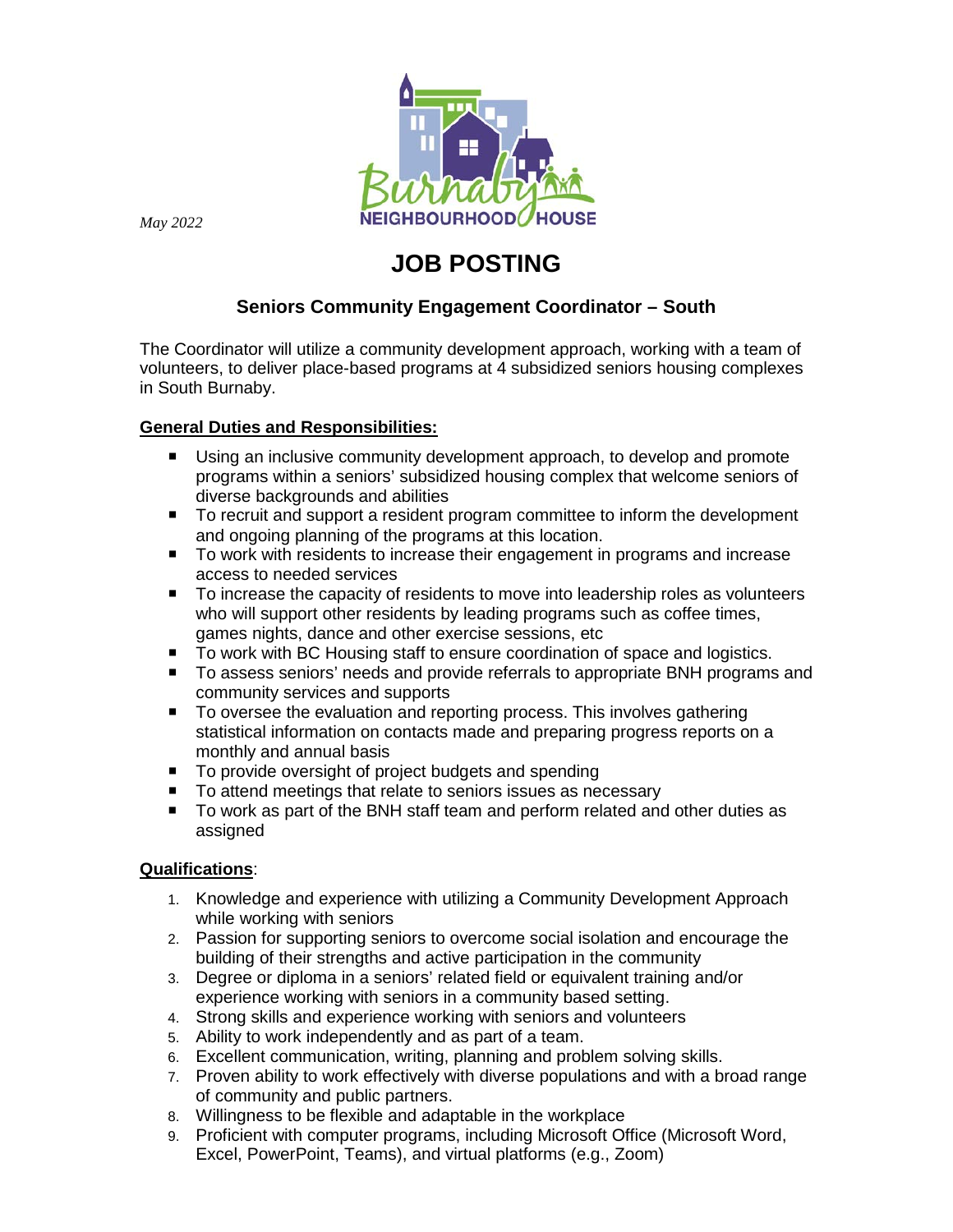*May 2022*

# JOB POSTING

## Seniors Community Engagement Coordinator – South

The Coordinator will utilize a community development approach, working with a team of volunteers, to deliver place-based programs at 4 subsidized seniors housing complexes in South Burnaby.

**General Duties and Responsibilities:**

- Using an inclusive community development approach, to develop and promote programs within a seniors' subsidized housing complex that welcome seniors of diverse backgrounds and abilities
- To recruit and support a resident program committee to inform the development and ongoing planning of the programs at this location.
- To work with residents to increase their engagement in programs and increase access to needed services
- To increase the capacity of residents to move into leadership roles as volunteers who will support other residents by leading programs such as coffee times, games nights, dance and other exercise sessions, etc
- To work with BC Housing staff to ensure coordination of space and logistics.
- To assess seniors' needs and provide referrals to appropriate BNH programs and community services and supports
- To oversee the evaluation and reporting process. This involves gathering statistical information on contacts made and preparing progress reports on a monthly and annual basis
- To provide oversight of project budgets and spending
- To attend meetings that relate to seniors issues as necessary
- To work as part of the BNH staff team and perform related and other duties as assigned

**Qualifications**:

1. Knowledge and experience with utilizing a Community Development Approach while working with seniors
2. Passion for supporting seniors to overcome social isolation and encourage the building of their strengths and active participation in the community
3. Degree or diploma in a seniors' related field or equivalent training and/or experience working with seniors in a community based setting.
4. Strong skills and experience working with seniors and volunteers
5. Ability to work independently and as part of a team.
6. Excellent communication, writing, planning and problem solving skills.
7. Proven ability to work effectively with diverse populations and with a broad range of community and public partners.
8. Willingness to be flexible and adaptable in the workplace
9. Proficient with computer programs, including Microsoft Office (Microsoft Word, Excel, PowerPoint, Teams), and virtual platforms (e.g., Zoom)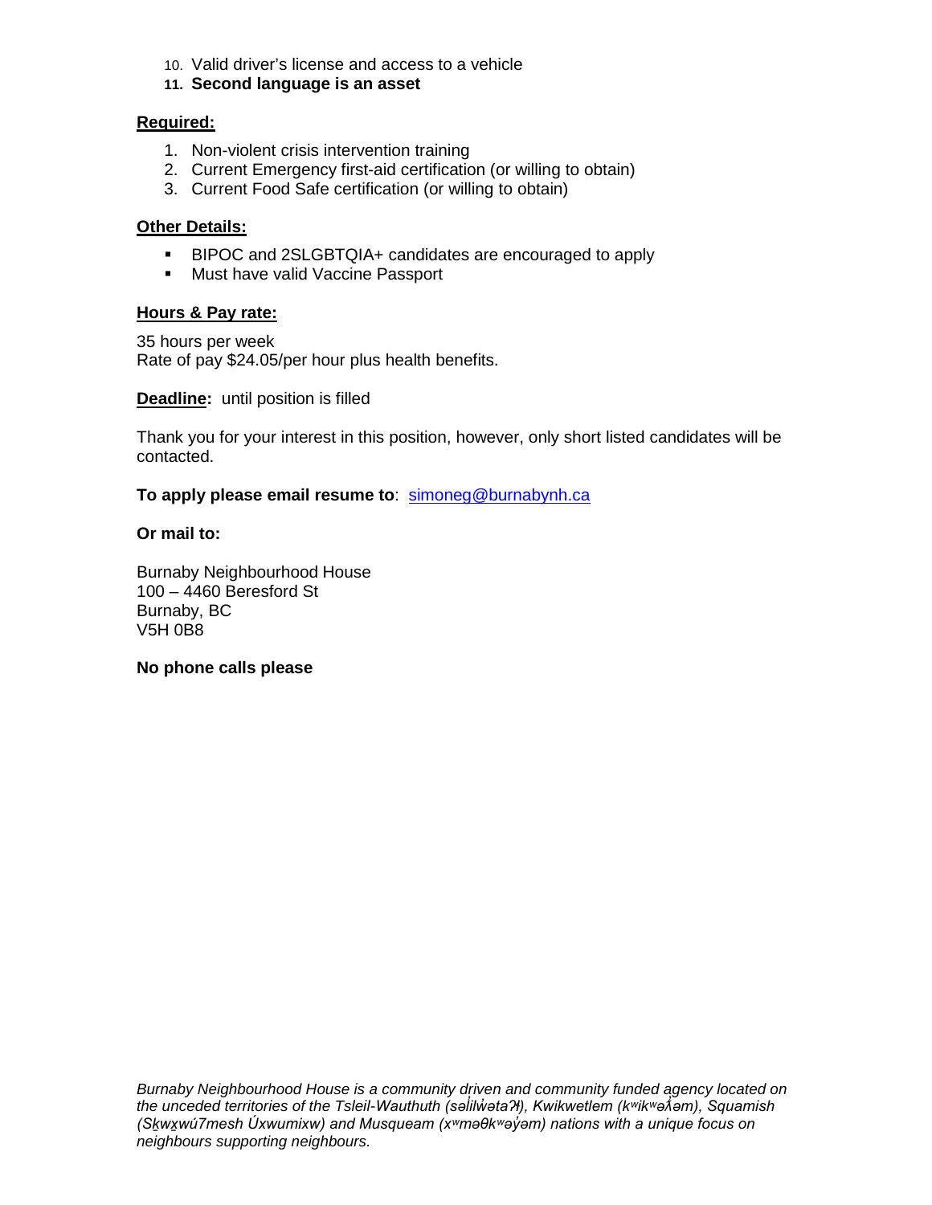10. Valid driver's license and access to a vehicle
11. **Second language is an asset**

**Required:**

1. Non-violent crisis intervention training
2. Current Emergency first-aid certification (or willing to obtain)
3. Current Food Safe certification (or willing to obtain)

**Other Details:**

- BIPOC and 2SLGBTQIA+ candidates are encouraged to apply
- Must have valid Vaccine Passport

**Hours & Pay rate:**

35 hours per week
Rate of pay $24.05/per hour plus health benefits.

**Deadline:** until position is filled

Thank you for your interest in this position, however, only short listed candidates will be contacted.

**To apply please email resume to**: simoneg@burnabynh.ca

**Or mail to:**

Burnaby Neighbourhood House
100 – 4460 Beresford St
Burnaby, BC
V5H 0B8

**No phone calls please**

*Burnaby Neighbourhood House is a community driven and community funded agency located on the unceded territories of the Tsleil-Waututh (səl̓ilw̓ətaʔɬ), Kwikwetlem (kʷikʷəƛ̓əm), Squamish (Sḵwx̱wú7mesh Úxwumixw) and Musqueam (xʷməθkʷəy̓əm) nations with a unique focus on neighbours supporting neighbours.*